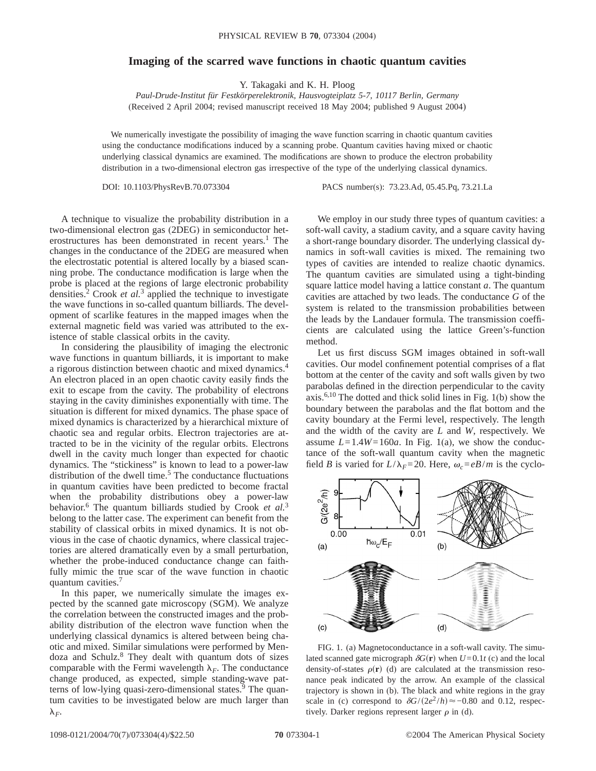# Imaging of the scarred wave functions in chaotic quantum cavities

Y. Takagaki and K. H. Ploog

*Paul-Drude-Institut für Festkörperelektronik, Hausvogteiplatz 5-7, 10117 Berlin, Germany*

(Received 2 April 2004; revised manuscript received 18 May 2004; published 9 August 2004)

We numerically investigate the possibility of imaging the wave function scarring in chaotic quantum cavities using the conductance modifications induced by a scanning probe. Quantum cavities having mixed or chaotic underlying classical dynamics are examined. The modifications are shown to produce the electron probability distribution in a two-dimensional electron gas irrespective of the type of the underlying classical dynamics.

DOI: 10.1103/PhysRevB.70.073304 PACS number(s): 73.23.Ad, 05.45.Pq, 73.21.La

A technique to visualize the probability distribution in a two-dimensional electron gas (2DEG) in semiconductor heterostructures has been demonstrated in recent years.[1] The changes in the conductance of the 2DEG are measured when the electrostatic potential is altered locally by a biased scanning probe. The conductance modification is large when the probe is placed at the regions of large electronic probability densities.[2] Crook *et al.*[3] applied the technique to investigate the wave functions in so-called quantum billiards. The development of scarlike features in the mapped images when the external magnetic field was varied was attributed to the existence of stable classical orbits in the cavity.

In considering the plausibility of imaging the electronic wave functions in quantum billiards, it is important to make a rigorous distinction between chaotic and mixed dynamics.[4] An electron placed in an open chaotic cavity easily finds the exit to escape from the cavity. The probability of electrons staying in the cavity diminishes exponentially with time. The situation is different for mixed dynamics. The phase space of mixed dynamics is characterized by a hierarchical mixture of chaotic sea and regular orbits. Electron trajectories are attracted to be in the vicinity of the regular orbits. Electrons dwell in the cavity much longer than expected for chaotic dynamics. The "stickiness" is known to lead to a power-law distribution of the dwell time.[5] The conductance fluctuations in quantum cavities have been predicted to become fractal when the probability distributions obey a power-law behavior.[6] The quantum billiards studied by Crook *et al.*[3] belong to the latter case. The experiment can benefit from the stability of classical orbits in mixed dynamics. It is not obvious in the case of chaotic dynamics, where classical trajectories are altered dramatically even by a small perturbation, whether the probe-induced conductance change can faithfully mimic the true scar of the wave function in chaotic quantum cavities.[7]

In this paper, we numerically simulate the images expected by the scanned gate microscopy (SGM). We analyze the correlation between the constructed images and the probability distribution of the electron wave function when the underlying classical dynamics is altered between being chaotic and mixed. Similar simulations were performed by Mendoza and Schulz.[8] They dealt with quantum dots of sizes comparable with the Fermi wavelength $\lambda_F$. The conductance change produced, as expected, simple standing-wave patterns of low-lying quasi-zero-dimensional states.[9] The quantum cavities to be investigated below are much larger than $\lambda_F$.

We employ in our study three types of quantum cavities: a soft-wall cavity, a stadium cavity, and a square cavity having a short-range boundary disorder. The underlying classical dynamics in soft-wall cavities is mixed. The remaining two types of cavities are intended to realize chaotic dynamics. The quantum cavities are simulated using a tight-binding square lattice model having a lattice constant $a$. The quantum cavities are attached by two leads. The conductance $G$ of the system is related to the transmission probabilities between the leads by the Landauer formula. The transmission coefficients are calculated using the lattice Green's-function method.

Let us first discuss SGM images obtained in soft-wall cavities. Our model confinement potential comprises of a flat bottom at the center of the cavity and soft walls given by two parabolas defined in the direction perpendicular to the cavity axis.[6,10] The dotted and thick solid lines in Fig. 1(b) show the boundary between the parabolas and the flat bottom and the cavity boundary at the Fermi level, respectively. The length and the width of the cavity are $L$ and $W$, respectively. We assume $L=1.4W=160a$. In Fig. 1(a), we show the conductance of the soft-wall quantum cavity when the magnetic field $B$ is varied for $L/\lambda_F=20$. Here, $\omega_c=eB/m$ is the cyclo-

FIG. 1. (a) Magnetoconductance in a soft-wall cavity. The simulated scanned gate micrograph $\delta G(\mathbf{r})$ when $U=0.1t$ (c) and the local density-of-states $\rho(\mathbf{r})$ (d) are calculated at the transmission resonance peak indicated by the arrow. An example of the classical trajectory is shown in (b). The black and white regions in the gray scale in (c) correspond to $\delta G/(2e^2/h)\approx -0.80$ and 0.12, respectively. Darker regions represent larger $\rho$ in (d).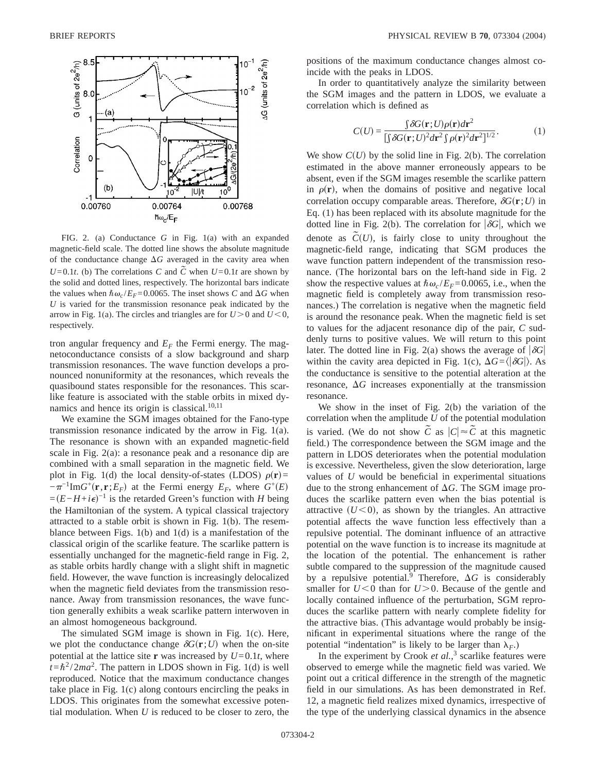FIG. 2. (a) Conductance $G$ in Fig. 1(a) with an expanded magnetic-field scale. The dotted line shows the absolute magnitude of the conductance change $\Delta G$ averaged in the cavity area when $U=0.1t$. (b) The correlations $C$ and $\tilde{C}$ when $U=0.1t$ are shown by the solid and dotted lines, respectively. The horizontal bars indicate the values when $\hbar\omega_c/E_F=0.0065$. The inset shows $C$ and $\Delta G$ when $U$ is varied for the transmission resonance peak indicated by the arrow in Fig. 1(a). The circles and triangles are for $U>0$ and $U<0$, respectively.

tron angular frequency and $E_F$ the Fermi energy. The magnetoconductance consists of a slow background and sharp transmission resonances. The wave function develops a pronounced nonuniformity at the resonances, which reveals the quasibound states responsible for the resonances. This scarlike feature is associated with the stable orbits in mixed dynamics and hence its origin is classical.[10,11]

We examine the SGM images obtained for the Fano-type transmission resonance indicated by the arrow in Fig. 1(a). The resonance is shown with an expanded magnetic-field scale in Fig. 2(a): a resonance peak and a resonance dip are combined with a small separation in the magnetic field. We plot in Fig. 1(d) the local density-of-states (LDOS) $\rho(\mathbf{r}) = -\pi^{-1}\mathrm{Im}G^{+}(\mathbf{r},\mathbf{r};E_F)$ at the Fermi energy $E_F$, where $G^{+}(E) = (E-H+i\epsilon)^{-1}$ is the retarded Green's function with $H$ being the Hamiltonian of the system. A typical classical trajectory attracted to a stable orbit is shown in Fig. 1(b). The resemblance between Figs. 1(b) and 1(d) is a manifestation of the classical origin of the scarlike feature. The scarlike pattern is essentially unchanged for the magnetic-field range in Fig. 2, as stable orbits hardly change with a slight shift in magnetic field. However, the wave function is increasingly delocalized when the magnetic field deviates from the transmission resonance. Away from transmission resonances, the wave function generally exhibits a weak scarlike pattern interwoven in an almost homogeneous background.

The simulated SGM image is shown in Fig. 1(c). Here, we plot the conductance change $\delta G(\mathbf{r};U)$ when the on-site potential at the lattice site $\mathbf{r}$ was increased by $U=0.1t$, where $t=\hbar^2/2ma^2$. The pattern in LDOS shown in Fig. 1(d) is well reproduced. Notice that the maximum conductance changes take place in Fig. 1(c) along contours encircling the peaks in LDOS. This originates from the somewhat excessive potential modulation. When $U$ is reduced to be closer to zero, the positions of the maximum conductance changes almost coincide with the peaks in LDOS.

In order to quantitatively analyze the similarity between the SGM images and the pattern in LDOS, we evaluate a correlation which is defined as

$$C(U) = \frac{\int \delta G(\mathbf{r};U)\rho(\mathbf{r})d\mathbf{r}^2}{[\int \delta G(\mathbf{r};U)^2 d\mathbf{r}^2 \int \rho(\mathbf{r})^2 d\mathbf{r}^2]^{1/2}}. \quad (1)$$

We show $C(U)$ by the solid line in Fig. 2(b). The correlation estimated in the above manner erroneously appears to be absent, even if the SGM images resemble the scarlike pattern in $\rho(\mathbf{r})$, when the domains of positive and negative local correlation occupy comparable areas. Therefore, $\delta G(\mathbf{r};U)$ in Eq. (1) has been replaced with its absolute magnitude for the dotted line in Fig. 2(b). The correlation for $|\delta G|$, which we denote as $\tilde{C}(U)$, is fairly close to unity throughout the magnetic-field range, indicating that SGM produces the wave function pattern independent of the transmission resonance. (The horizontal bars on the left-hand side in Fig. 2 show the respective values at $\hbar\omega_c/E_F=0.0065$, i.e., when the magnetic field is completely away from transmission resonances.) The correlation is negative when the magnetic field is around the resonance peak. When the magnetic field is set to values for the adjacent resonance dip of the pair, $C$ suddenly turns to positive values. We will return to this point later. The dotted line in Fig. 2(a) shows the average of $|\delta G|$ within the cavity area depicted in Fig. 1(c), $\Delta G = \langle|\delta G|\rangle$. As the conductance is sensitive to the potential alteration at the resonance, $\Delta G$ increases exponentially at the transmission resonance.

We show in the inset of Fig. 2(b) the variation of the correlation when the amplitude $U$ of the potential modulation is varied. (We do not show $\tilde{C}$ as $|C|\approx\tilde{C}$ at this magnetic field.) The correspondence between the SGM image and the pattern in LDOS deteriorates when the potential modulation is excessive. Nevertheless, given the slow deterioration, large values of $U$ would be beneficial in experimental situations due to the strong enhancement of $\Delta G$. The SGM image produces the scarlike pattern even when the bias potential is attractive ($U<0$), as shown by the triangles. An attractive potential affects the wave function less effectively than a repulsive potential. The dominant influence of an attractive potential on the wave function is to increase its magnitude at the location of the potential. The enhancement is rather subtle compared to the suppression of the magnitude caused by a repulsive potential.[9] Therefore, $\Delta G$ is considerably smaller for $U<0$ than for $U>0$. Because of the gentle and locally contained influence of the perturbation, SGM reproduces the scarlike pattern with nearly complete fidelity for the attractive bias. (This advantage would probably be insignificant in experimental situations where the range of the potential "indentation" is likely to be larger than $\lambda_F$.)

In the experiment by Crook *et al.*,[3] scarlike features were observed to emerge while the magnetic field was varied. We point out a critical difference in the strength of the magnetic field in our simulations. As has been demonstrated in Ref. 12, a magnetic field realizes mixed dynamics, irrespective of the type of the underlying classical dynamics in the absence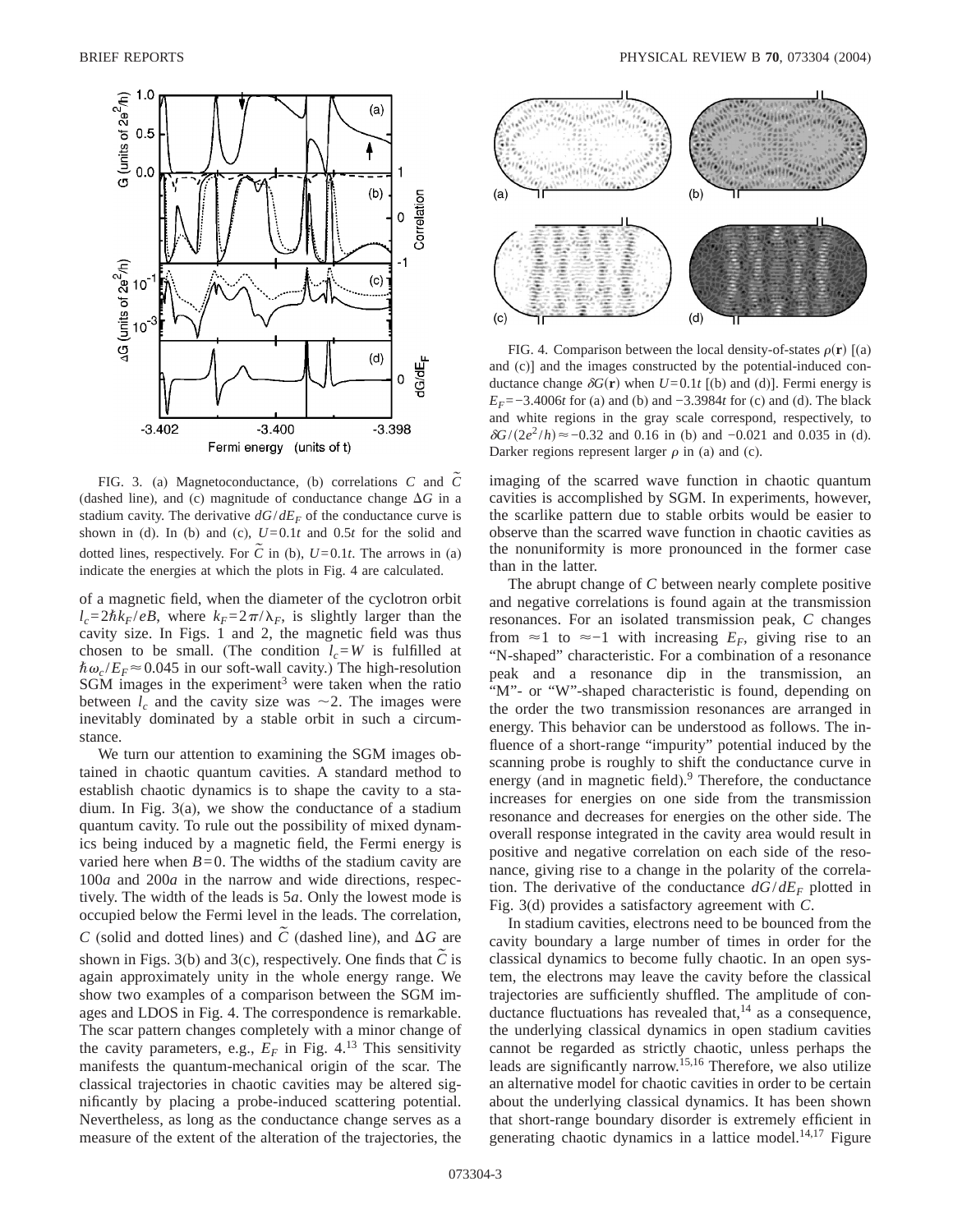FIG. 3. (a) Magnetoconductance, (b) correlations $C$ and $\tilde{C}$ (dashed line), and (c) magnitude of conductance change $\Delta G$ in a stadium cavity. The derivative $dG/dE_F$ of the conductance curve is shown in (d). In (b) and (c), $U=0.1t$ and $0.5t$ for the solid and dotted lines, respectively. For $\tilde{C}$ in (b), $U=0.1t$. The arrows in (a) indicate the energies at which the plots in Fig. 4 are calculated.

of a magnetic field, when the diameter of the cyclotron orbit $l_c = 2\hbar k_F/eB$, where $k_F = 2\pi/\lambda_F$, is slightly larger than the cavity size. In Figs. 1 and 2, the magnetic field was thus chosen to be small. (The condition $l_c = W$ is fulfilled at $\hbar\omega_c/E_F \approx 0.045$ in our soft-wall cavity.) The high-resolution SGM images in the experiment[3] were taken when the ratio between $l_c$ and the cavity size was $\sim 2$. The images were inevitably dominated by a stable orbit in such a circumstance.

We turn our attention to examining the SGM images obtained in chaotic quantum cavities. A standard method to establish chaotic dynamics is to shape the cavity to a stadium. In Fig. 3(a), we show the conductance of a stadium quantum cavity. To rule out the possibility of mixed dynamics being induced by a magnetic field, the Fermi energy is varied here when $B=0$. The widths of the stadium cavity are $100a$ and $200a$ in the narrow and wide directions, respectively. The width of the leads is $5a$. Only the lowest mode is occupied below the Fermi level in the leads. The correlation, $C$ (solid and dotted lines) and $\tilde{C}$ (dashed line), and $\Delta G$ are shown in Figs. 3(b) and 3(c), respectively. One finds that $\tilde{C}$ is again approximately unity in the whole energy range. We show two examples of a comparison between the SGM images and LDOS in Fig. 4. The correspondence is remarkable. The scar pattern changes completely with a minor change of the cavity parameters, e.g., $E_F$ in Fig. 4.[13] This sensitivity manifests the quantum-mechanical origin of the scar. The classical trajectories in chaotic cavities may be altered significantly by placing a probe-induced scattering potential. Nevertheless, as long as the conductance change serves as a measure of the extent of the alteration of the trajectories, the imaging of the scarred wave function in chaotic quantum cavities is accomplished by SGM. In experiments, however, the scarlike pattern due to stable orbits would be easier to observe than the scarred wave function in chaotic cavities as the nonuniformity is more pronounced in the former case than in the latter.

FIG. 4. Comparison between the local density-of-states $\rho(\mathbf{r})$ [(a) and (c)] and the images constructed by the potential-induced conductance change $\delta G(\mathbf{r})$ when $U=0.1t$ [(b) and (d)]. Fermi energy is $E_F = -3.4006t$ for (a) and (b) and $-3.3984t$ for (c) and (d). The black and white regions in the gray scale correspond, respectively, to $\delta G/(2e^2/h) \approx -0.32$ and 0.16 in (b) and $-0.021$ and 0.035 in (d). Darker regions represent larger $\rho$ in (a) and (c).

The abrupt change of $C$ between nearly complete positive and negative correlations is found again at the transmission resonances. For an isolated transmission peak, $C$ changes from $\approx 1$ to $\approx -1$ with increasing $E_F$, giving rise to an "N-shaped" characteristic. For a combination of a resonance peak and a resonance dip in the transmission, an "M"- or "W"-shaped characteristic is found, depending on the order the two transmission resonances are arranged in energy. This behavior can be understood as follows. The influence of a short-range "impurity" potential induced by the scanning probe is roughly to shift the conductance curve in energy (and in magnetic field).[9] Therefore, the conductance increases for energies on one side from the transmission resonance and decreases for energies on the other side. The overall response integrated in the cavity area would result in positive and negative correlation on each side of the resonance, giving rise to a change in the polarity of the correlation. The derivative of the conductance $dG/dE_F$ plotted in Fig. 3(d) provides a satisfactory agreement with $C$.

In stadium cavities, electrons need to be bounced from the cavity boundary a large number of times in order for the classical dynamics to become fully chaotic. In an open system, the electrons may leave the cavity before the classical trajectories are sufficiently shuffled. The amplitude of conductance fluctuations has revealed that,[14] as a consequence, the underlying classical dynamics in open stadium cavities cannot be regarded as strictly chaotic, unless perhaps the leads are significantly narrow.[15,16] Therefore, we also utilize an alternative model for chaotic cavities in order to be certain about the underlying classical dynamics. It has been shown that short-range boundary disorder is extremely efficient in generating chaotic dynamics in a lattice model.[14,17] Figure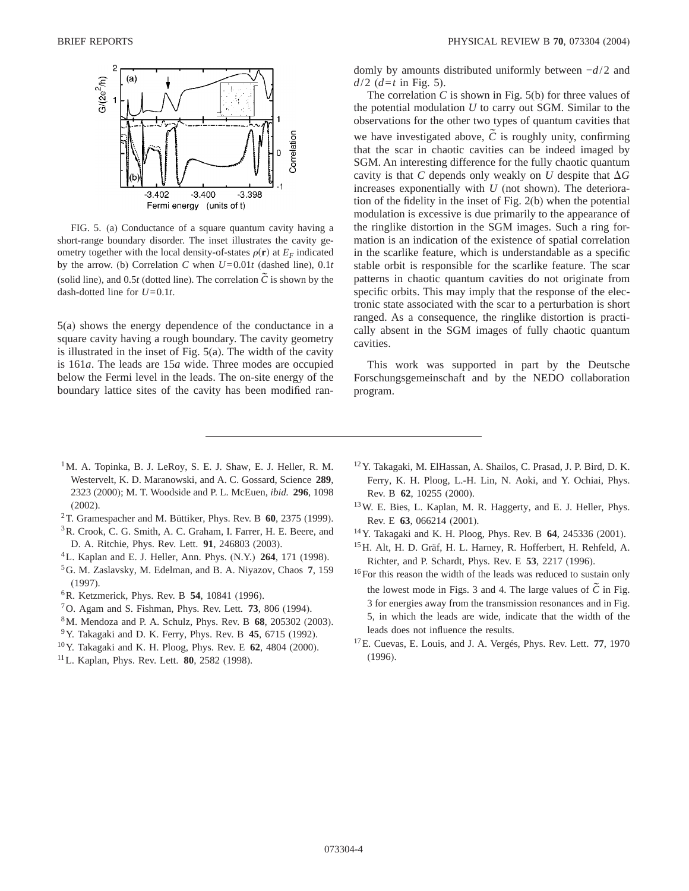(a)

(b)

$G/(2e^2/h)$

Correlation

-3.402 -3.400 -3.398

Fermi energy (units of t)

FIG. 5. (a) Conductance of a square quantum cavity having a short-range boundary disorder. The inset illustrates the cavity geometry together with the local density-of-states $\rho(\mathbf{r})$ at $E_F$ indicated by the arrow. (b) Correlation $C$ when $U=0.01t$ (dashed line), $0.1t$ (solid line), and $0.5t$ (dotted line). The correlation $\tilde{C}$ is shown by the dash-dotted line for $U=0.1t$.

5(a) shows the energy dependence of the conductance in a square cavity having a rough boundary. The cavity geometry is illustrated in the inset of Fig. 5(a). The width of the cavity is $161a$. The leads are $15a$ wide. Three modes are occupied below the Fermi level in the leads. The on-site energy of the boundary lattice sites of the cavity has been modified randomly by amounts distributed uniformly between $-d/2$ and $d/2$ ($d=t$ in Fig. 5).

The correlation $C$ is shown in Fig. 5(b) for three values of the potential modulation $U$ to carry out SGM. Similar to the observations for the other two types of quantum cavities that we have investigated above, $\tilde{C}$ is roughly unity, confirming that the scar in chaotic cavities can be indeed imaged by SGM. An interesting difference for the fully chaotic quantum cavity is that $C$ depends only weakly on $U$ despite that $\Delta G$ increases exponentially with $U$ (not shown). The deterioration of the fidelity in the inset of Fig. 2(b) when the potential modulation is excessive is due primarily to the appearance of the ringlike distortion in the SGM images. Such a ring formation is an indication of the existence of spatial correlation in the scarlike feature, which is understandable as a specific stable orbit is responsible for the scarlike feature. The scar patterns in chaotic quantum cavities do not originate from specific orbits. This may imply that the response of the electronic state associated with the scar to a perturbation is short ranged. As a consequence, the ringlike distortion is practically absent in the SGM images of fully chaotic quantum cavities.

This work was supported in part by the Deutsche Forschungsgemeinschaft and by the NEDO collaboration program.

---

[1] M. A. Topinka, B. J. LeRoy, S. E. J. Shaw, E. J. Heller, R. M. Westervelt, K. D. Maranowski, and A. C. Gossard, Science **289**, 2323 (2000); M. T. Woodside and P. L. McEuen, *ibid.* **296**, 1098 (2002).

[2] T. Gramespacher and M. Büttiker, Phys. Rev. B **60**, 2375 (1999).

[3] R. Crook, C. G. Smith, A. C. Graham, I. Farrer, H. E. Beere, and D. A. Ritchie, Phys. Rev. Lett. **91**, 246803 (2003).

[4] L. Kaplan and E. J. Heller, Ann. Phys. (N.Y.) **264**, 171 (1998).

[5] G. M. Zaslavsky, M. Edelman, and B. A. Niyazov, Chaos **7**, 159 (1997).

[6] R. Ketzmerick, Phys. Rev. B **54**, 10841 (1996).

[7] O. Agam and S. Fishman, Phys. Rev. Lett. **73**, 806 (1994).

[8] M. Mendoza and P. A. Schulz, Phys. Rev. B **68**, 205302 (2003).

[9] Y. Takagaki and D. K. Ferry, Phys. Rev. B **45**, 6715 (1992).

[10] Y. Takagaki and K. H. Ploog, Phys. Rev. E **62**, 4804 (2000).

[11] L. Kaplan, Phys. Rev. Lett. **80**, 2582 (1998).

[12] Y. Takagaki, M. ElHassan, A. Shailos, C. Prasad, J. P. Bird, D. K. Ferry, K. H. Ploog, L.-H. Lin, N. Aoki, and Y. Ochiai, Phys. Rev. B **62**, 10255 (2000).

[13] W. E. Bies, L. Kaplan, M. R. Haggerty, and E. J. Heller, Phys. Rev. E **63**, 066214 (2001).

[14] Y. Takagaki and K. H. Ploog, Phys. Rev. B **64**, 245336 (2001).

[15] H. Alt, H. D. Gräf, H. L. Harney, R. Hofferbert, H. Rehfeld, A. Richter, and P. Schardt, Phys. Rev. E **53**, 2217 (1996).

[16] For this reason the width of the leads was reduced to sustain only the lowest mode in Figs. 3 and 4. The large values of $\tilde{C}$ in Fig. 3 for energies away from the transmission resonances and in Fig. 5, in which the leads are wide, indicate that the width of the leads does not influence the results.

[17] E. Cuevas, E. Louis, and J. A. Vergés, Phys. Rev. Lett. **77**, 1970 (1996).